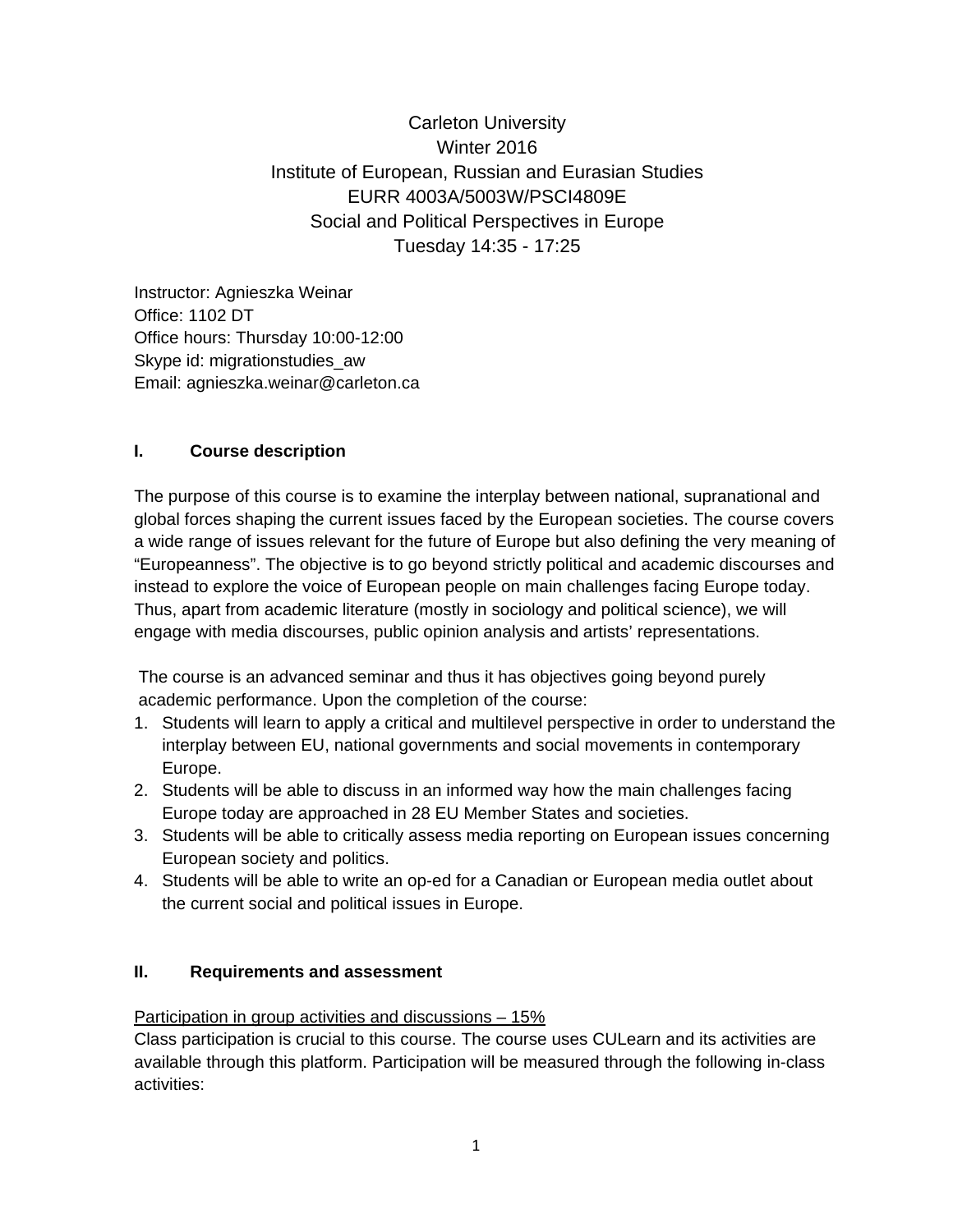Carleton University

Winter 2016

Institute of European, Russian and Eurasian Studies

EURR 4003A/5003W/PSCI4809E

Social and Political Perspectives in Europe

Tuesday 14:35 - 17:25

Instructor: Agnieszka Weinar
Office: 1102 DT
Office hours: Thursday 10:00-12:00
Skype id: migrationstudies_aw
Email: agnieszka.weinar@carleton.ca

## I. Course description

The purpose of this course is to examine the interplay between national, supranational and global forces shaping the current issues faced by the European societies. The course covers a wide range of issues relevant for the future of Europe but also defining the very meaning of "Europeanness". The objective is to go beyond strictly political and academic discourses and instead to explore the voice of European people on main challenges facing Europe today. Thus, apart from academic literature (mostly in sociology and political science), we will engage with media discourses, public opinion analysis and artists' representations.

The course is an advanced seminar and thus it has objectives going beyond purely academic performance. Upon the completion of the course:

1. Students will learn to apply a critical and multilevel perspective in order to understand the interplay between EU, national governments and social movements in contemporary Europe.
2. Students will be able to discuss in an informed way how the main challenges facing Europe today are approached in 28 EU Member States and societies.
3. Students will be able to critically assess media reporting on European issues concerning European society and politics.
4. Students will be able to write an op-ed for a Canadian or European media outlet about the current social and political issues in Europe.

## II. Requirements and assessment

<u>Participation in group activities and discussions – 15%</u>

Class participation is crucial to this course. The course uses CULearn and its activities are available through this platform. Participation will be measured through the following in-class activities: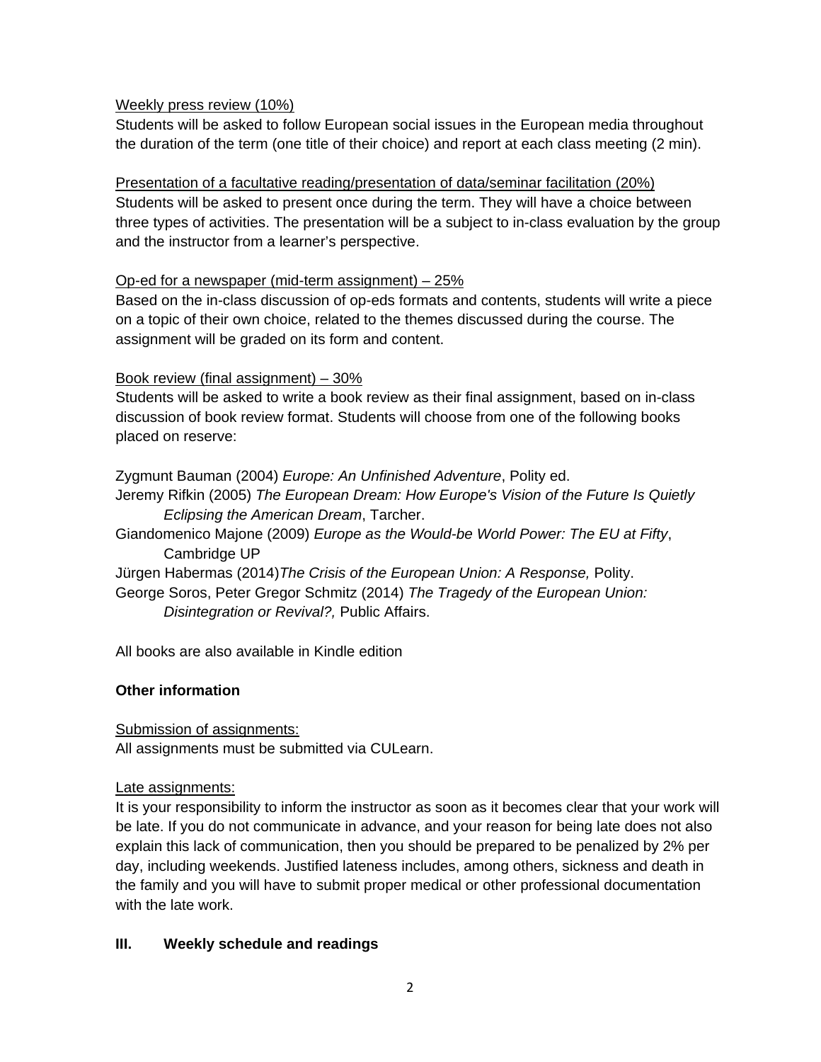Weekly press review (10%)
Students will be asked to follow European social issues in the European media throughout the duration of the term (one title of their choice) and report at each class meeting (2 min).

Presentation of a facultative reading/presentation of data/seminar facilitation (20%)
Students will be asked to present once during the term. They will have a choice between three types of activities. The presentation will be a subject to in-class evaluation by the group and the instructor from a learner's perspective.

Op-ed for a newspaper (mid-term assignment) – 25%
Based on the in-class discussion of op-eds formats and contents, students will write a piece on a topic of their own choice, related to the themes discussed during the course. The assignment will be graded on its form and content.

Book review (final assignment) – 30%
Students will be asked to write a book review as their final assignment, based on in-class discussion of book review format. Students will choose from one of the following books placed on reserve:

Zygmunt Bauman (2004) *Europe: An Unfinished Adventure*, Polity ed.
Jeremy Rifkin (2005) *The European Dream: How Europe's Vision of the Future Is Quietly Eclipsing the American Dream*, Tarcher.
Giandomenico Majone (2009) *Europe as the Would-be World Power: The EU at Fifty*, Cambridge UP
Jürgen Habermas (2014)*The Crisis of the European Union: A Response,* Polity.
George Soros, Peter Gregor Schmitz (2014) *The Tragedy of the European Union: Disintegration or Revival?,* Public Affairs.

All books are also available in Kindle edition

**Other information**

Submission of assignments:
All assignments must be submitted via CULearn.

Late assignments:
It is your responsibility to inform the instructor as soon as it becomes clear that your work will be late. If you do not communicate in advance, and your reason for being late does not also explain this lack of communication, then you should be prepared to be penalized by 2% per day, including weekends. Justified lateness includes, among others, sickness and death in the family and you will have to submit proper medical or other professional documentation with the late work.

## III. Weekly schedule and readings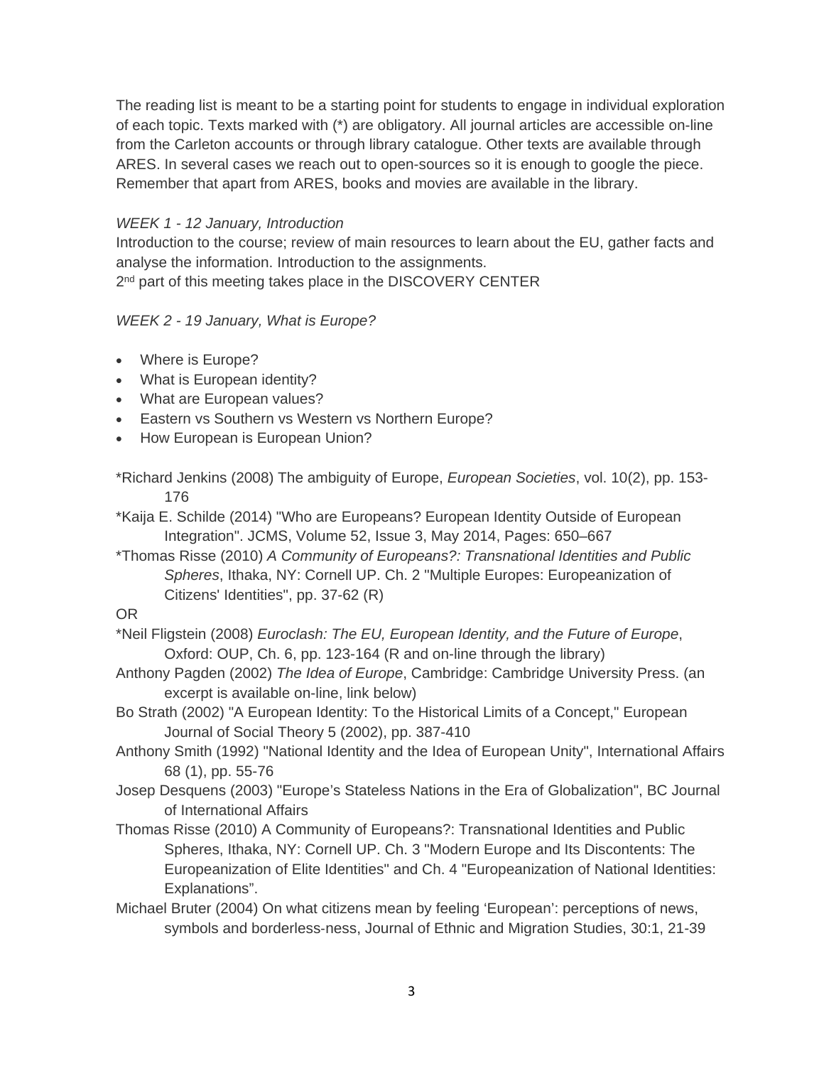The reading list is meant to be a starting point for students to engage in individual exploration of each topic. Texts marked with (*) are obligatory. All journal articles are accessible on-line from the Carleton accounts or through library catalogue. Other texts are available through ARES. In several cases we reach out to open-sources so it is enough to google the piece. Remember that apart from ARES, books and movies are available in the library.

*WEEK 1 - 12 January, Introduction*

Introduction to the course; review of main resources to learn about the EU, gather facts and analyse the information. Introduction to the assignments.

2nd part of this meeting takes place in the DISCOVERY CENTER

*WEEK 2 - 19 January, What is Europe?*

- Where is Europe?
- What is European identity?
- What are European values?
- Eastern vs Southern vs Western vs Northern Europe?
- How European is European Union?

*Richard Jenkins (2008) The ambiguity of Europe, *European Societies*, vol. 10(2), pp. 153-176

*Kaija E. Schilde (2014) "Who are Europeans? European Identity Outside of European Integration". JCMS, Volume 52, Issue 3, May 2014, Pages: 650–667

*Thomas Risse (2010) *A Community of Europeans?: Transnational Identities and Public Spheres*, Ithaka, NY: Cornell UP. Ch. 2 "Multiple Europes: Europeanization of Citizens' Identities", pp. 37-62 (R)

OR

*Neil Fligstein (2008) *Euroclash: The EU, European Identity, and the Future of Europe*, Oxford: OUP, Ch. 6, pp. 123-164 (R and on-line through the library)

Anthony Pagden (2002) *The Idea of Europe*, Cambridge: Cambridge University Press. (an excerpt is available on-line, link below)

Bo Strath (2002) "A European Identity: To the Historical Limits of a Concept," European Journal of Social Theory 5 (2002), pp. 387-410

Anthony Smith (1992) "National Identity and the Idea of European Unity", International Affairs 68 (1), pp. 55-76

Josep Desquens (2003) "Europe's Stateless Nations in the Era of Globalization", BC Journal of International Affairs

Thomas Risse (2010) A Community of Europeans?: Transnational Identities and Public Spheres, Ithaka, NY: Cornell UP. Ch. 3 "Modern Europe and Its Discontents: The Europeanization of Elite Identities" and Ch. 4 "Europeanization of National Identities: Explanations".

Michael Bruter (2004) On what citizens mean by feeling 'European': perceptions of news, symbols and borderless-ness, Journal of Ethnic and Migration Studies, 30:1, 21-39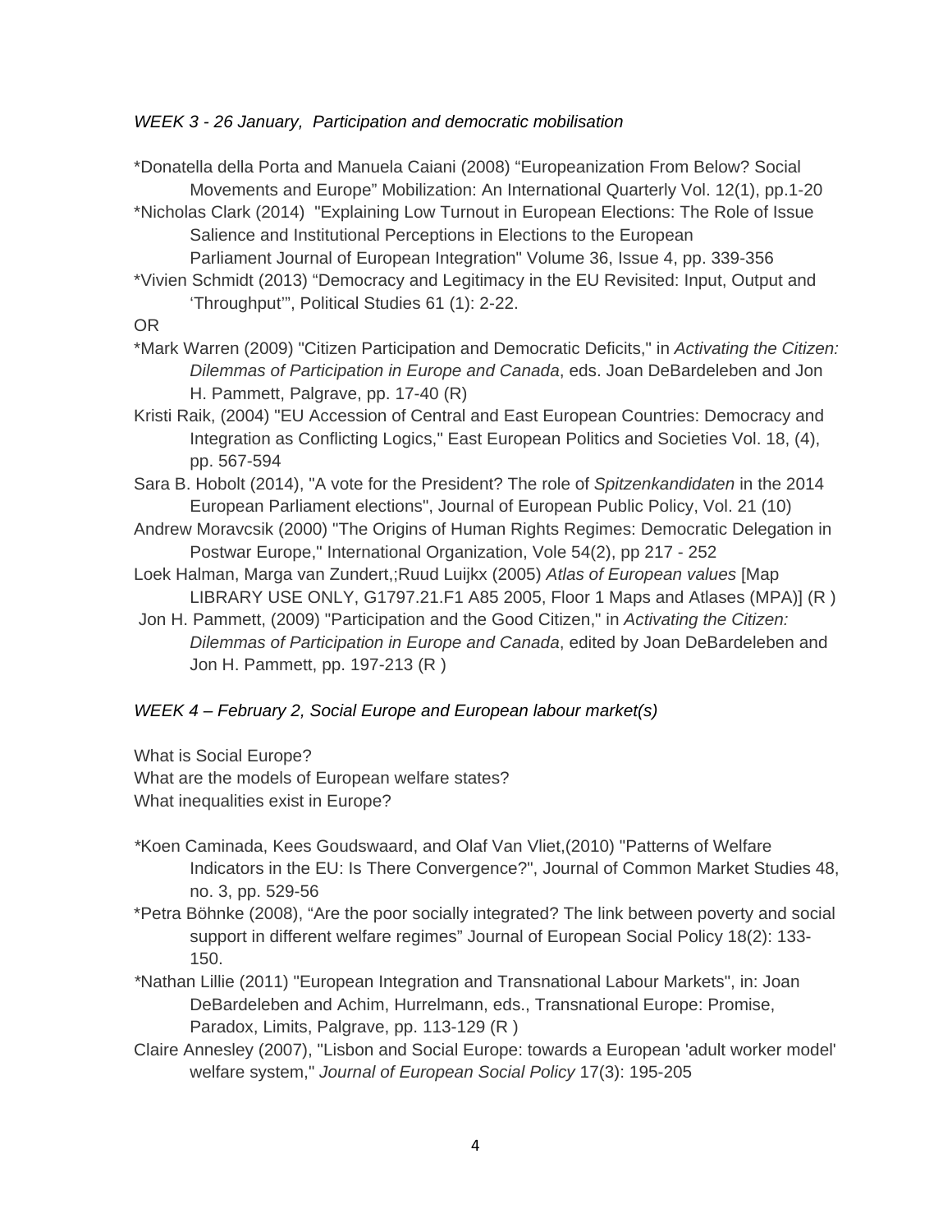*WEEK 3 - 26 January,  Participation and democratic mobilisation*

*Donatella della Porta and Manuela Caiani (2008) “Europeanization From Below? Social Movements and Europe” Mobilization: An International Quarterly Vol. 12(1), pp.1-20

*Nicholas Clark (2014)  "Explaining Low Turnout in European Elections: The Role of Issue Salience and Institutional Perceptions in Elections to the European Parliament Journal of European Integration" Volume 36, Issue 4, pp. 339-356

*Vivien Schmidt (2013) “Democracy and Legitimacy in the EU Revisited: Input, Output and ‘Throughput’”, Political Studies 61 (1): 2-22.

OR

*Mark Warren (2009) "Citizen Participation and Democratic Deficits," in *Activating the Citizen: Dilemmas of Participation in Europe and Canada*, eds. Joan DeBardeleben and Jon H. Pammett, Palgrave, pp. 17-40 (R)

Kristi Raik, (2004) "EU Accession of Central and East European Countries: Democracy and Integration as Conflicting Logics," East European Politics and Societies Vol. 18, (4), pp. 567-594

Sara B. Hobolt (2014), "A vote for the President? The role of *Spitzenkandidaten* in the 2014 European Parliament elections", Journal of European Public Policy, Vol. 21 (10)

Andrew Moravcsik (2000) "The Origins of Human Rights Regimes: Democratic Delegation in Postwar Europe," International Organization, Vole 54(2), pp 217 - 252

Loek Halman, Marga van Zundert,;Ruud Luijkx (2005) *Atlas of European values* [Map LIBRARY USE ONLY, G1797.21.F1 A85 2005, Floor 1 Maps and Atlases (MPA)] (R )

Jon H. Pammett, (2009) "Participation and the Good Citizen," in *Activating the Citizen: Dilemmas of Participation in Europe and Canada*, edited by Joan DeBardeleben and Jon H. Pammett, pp. 197-213 (R )

*WEEK 4 – February 2, Social Europe and European labour market(s)*

What is Social Europe?
What are the models of European welfare states?
What inequalities exist in Europe?

*Koen Caminada, Kees Goudswaard, and Olaf Van Vliet,(2010) "Patterns of Welfare Indicators in the EU: Is There Convergence?", Journal of Common Market Studies 48, no. 3, pp. 529-56

*Petra Böhnke (2008), “Are the poor socially integrated? The link between poverty and social support in different welfare regimes” Journal of European Social Policy 18(2): 133-150.

*Nathan Lillie (2011) "European Integration and Transnational Labour Markets", in: Joan DeBardeleben and Achim, Hurrelmann, eds., Transnational Europe: Promise, Paradox, Limits, Palgrave, pp. 113-129 (R )

Claire Annesley (2007), "Lisbon and Social Europe: towards a European 'adult worker model' welfare system," *Journal of European Social Policy* 17(3): 195-205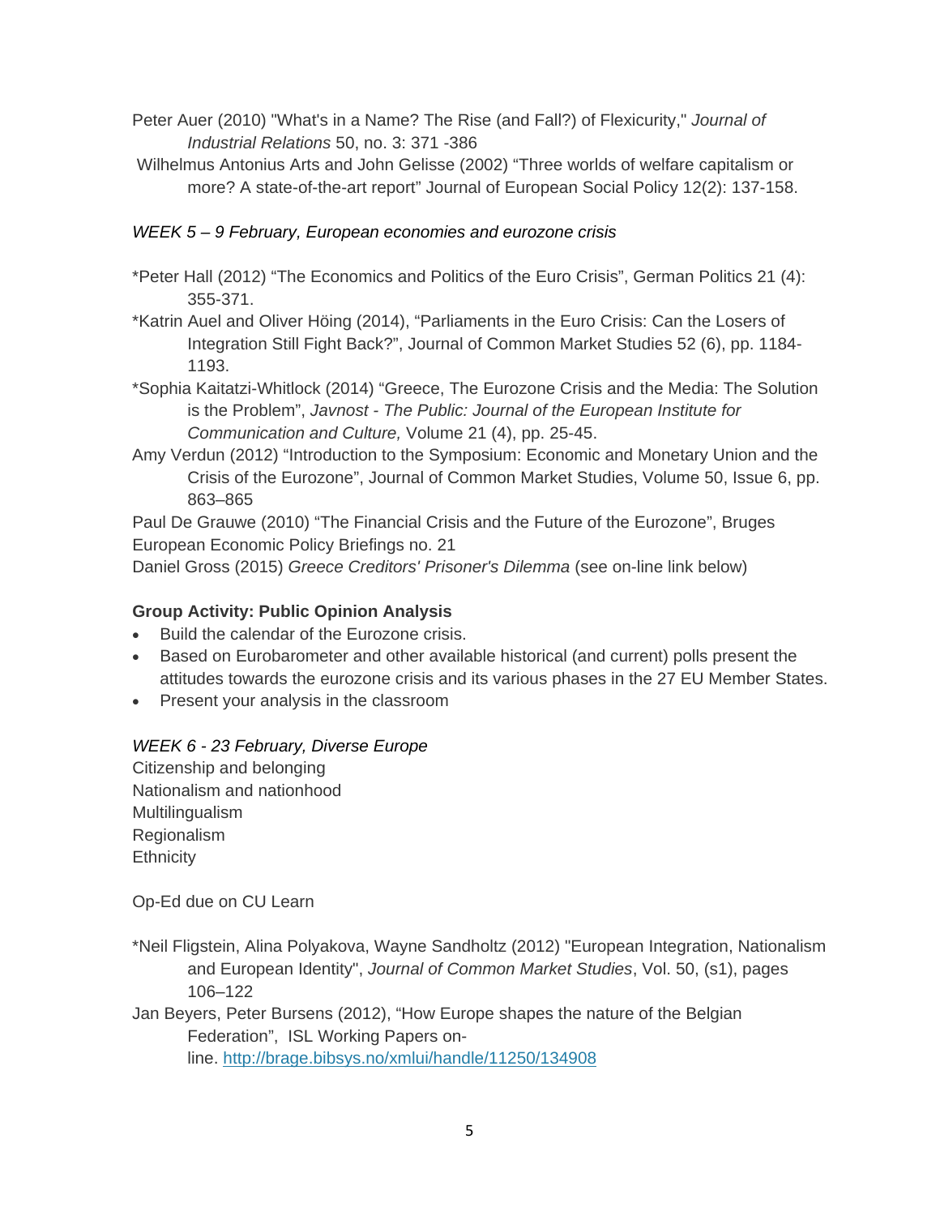Peter Auer (2010) "What's in a Name? The Rise (and Fall?) of Flexicurity," *Journal of Industrial Relations* 50, no. 3: 371 -386

Wilhelmus Antonius Arts and John Gelisse (2002) “Three worlds of welfare capitalism or more? A state-of-the-art report” Journal of European Social Policy 12(2): 137-158.

*WEEK 5 – 9 February, European economies and eurozone crisis*

*Peter Hall (2012) “The Economics and Politics of the Euro Crisis”, German Politics 21 (4): 355-371.

*Katrin Auel and Oliver Höing (2014), “Parliaments in the Euro Crisis: Can the Losers of Integration Still Fight Back?”, Journal of Common Market Studies 52 (6), pp. 1184-1193.

*Sophia Kaitatzi-Whitlock (2014) “Greece, The Eurozone Crisis and the Media: The Solution is the Problem”, *Javnost - The Public: Journal of the European Institute for Communication and Culture,* Volume 21 (4), pp. 25-45.

Amy Verdun (2012) “Introduction to the Symposium: Economic and Monetary Union and the Crisis of the Eurozone”, Journal of Common Market Studies, Volume 50, Issue 6, pp. 863–865

Paul De Grauwe (2010) “The Financial Crisis and the Future of the Eurozone”, Bruges European Economic Policy Briefings no. 21

Daniel Gross (2015) *Greece Creditors' Prisoner's Dilemma* (see on-line link below)

**Group Activity: Public Opinion Analysis**

- Build the calendar of the Eurozone crisis.
- Based on Eurobarometer and other available historical (and current) polls present the attitudes towards the eurozone crisis and its various phases in the 27 EU Member States.
- Present your analysis in the classroom

*WEEK 6 - 23 February, Diverse Europe*

Citizenship and belonging
Nationalism and nationhood
Multilingualism
Regionalism
Ethnicity

Op-Ed due on CU Learn

*Neil Fligstein, Alina Polyakova, Wayne Sandholtz (2012) "European Integration, Nationalism and European Identity", *Journal of Common Market Studies*, Vol. 50, (s1), pages 106–122

Jan Beyers, Peter Bursens (2012), “How Europe shapes the nature of the Belgian Federation”, ISL Working Papers on-line. [http://brage.bibsys.no/xmlui/handle/11250/134908](http://brage.bibsys.no/xmlui/handle/11250/134908)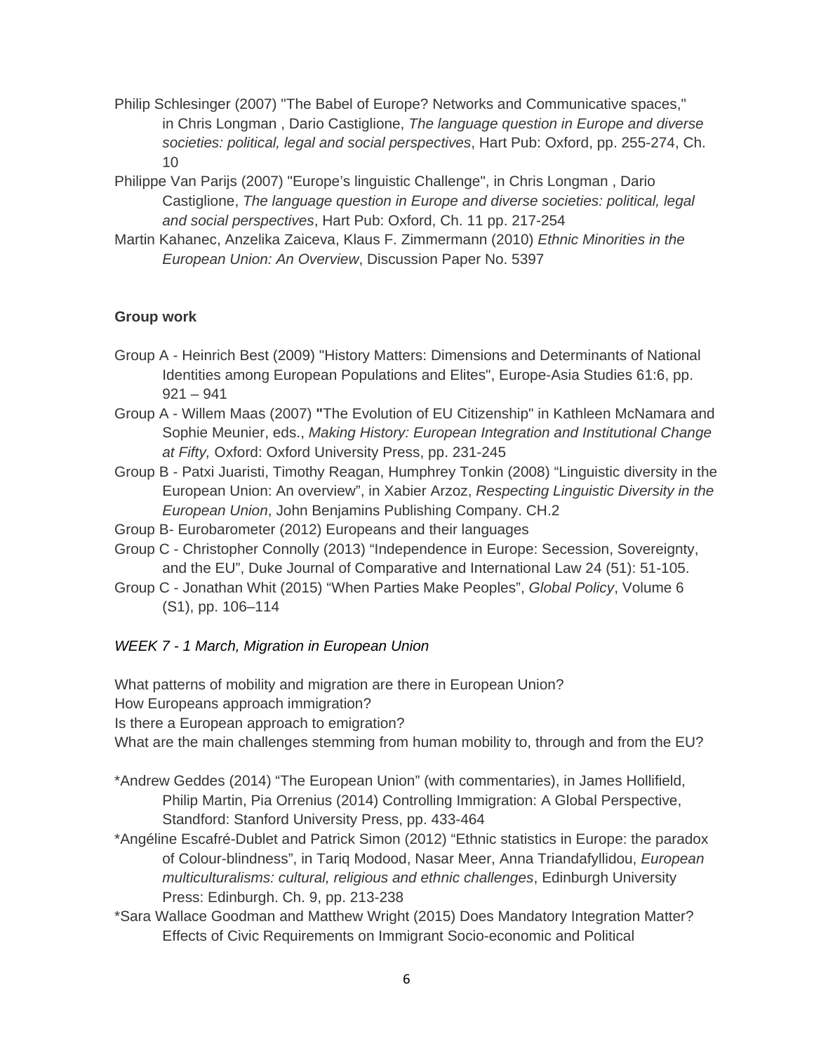Philip Schlesinger (2007) "The Babel of Europe? Networks and Communicative spaces," in Chris Longman , Dario Castiglione, *The language question in Europe and diverse societies: political, legal and social perspectives*, Hart Pub: Oxford, pp. 255-274, Ch. 10

Philippe Van Parijs (2007) "Europe's linguistic Challenge", in Chris Longman , Dario Castiglione, *The language question in Europe and diverse societies: political, legal and social perspectives*, Hart Pub: Oxford, Ch. 11 pp. 217-254

Martin Kahanec, Anzelika Zaiceva, Klaus F. Zimmermann (2010) *Ethnic Minorities in the European Union: An Overview*, Discussion Paper No. 5397

**Group work**

Group A - Heinrich Best (2009) "History Matters: Dimensions and Determinants of National Identities among European Populations and Elites", Europe-Asia Studies 61:6, pp. 921 – 941

Group A - Willem Maas (2007) **"**The Evolution of EU Citizenship" in Kathleen McNamara and Sophie Meunier, eds., *Making History: European Integration and Institutional Change at Fifty,* Oxford: Oxford University Press, pp. 231-245

Group B - Patxi Juaristi, Timothy Reagan, Humphrey Tonkin (2008) "Linguistic diversity in the European Union: An overview", in Xabier Arzoz, *Respecting Linguistic Diversity in the European Union*, John Benjamins Publishing Company. CH.2

Group B- Eurobarometer (2012) Europeans and their languages

Group C - Christopher Connolly (2013) "Independence in Europe: Secession, Sovereignty, and the EU", Duke Journal of Comparative and International Law 24 (51): 51-105.

Group C - Jonathan Whit (2015) "When Parties Make Peoples", *Global Policy*, Volume 6 (S1), pp. 106–114

*WEEK 7 - 1 March, Migration in European Union*

What patterns of mobility and migration are there in European Union?
How Europeans approach immigration?
Is there a European approach to emigration?
What are the main challenges stemming from human mobility to, through and from the EU?

*Andrew Geddes (2014) "The European Union" (with commentaries), in James Hollifield, Philip Martin, Pia Orrenius (2014) Controlling Immigration: A Global Perspective, Standford: Stanford University Press, pp. 433-464

*Angéline Escafré-Dublet and Patrick Simon (2012) "Ethnic statistics in Europe: the paradox of Colour-blindness", in Tariq Modood, Nasar Meer, Anna Triandafyllidou, *European multiculturalisms: cultural, religious and ethnic challenges*, Edinburgh University Press: Edinburgh. Ch. 9, pp. 213-238

*Sara Wallace Goodman and Matthew Wright (2015) Does Mandatory Integration Matter? Effects of Civic Requirements on Immigrant Socio-economic and Political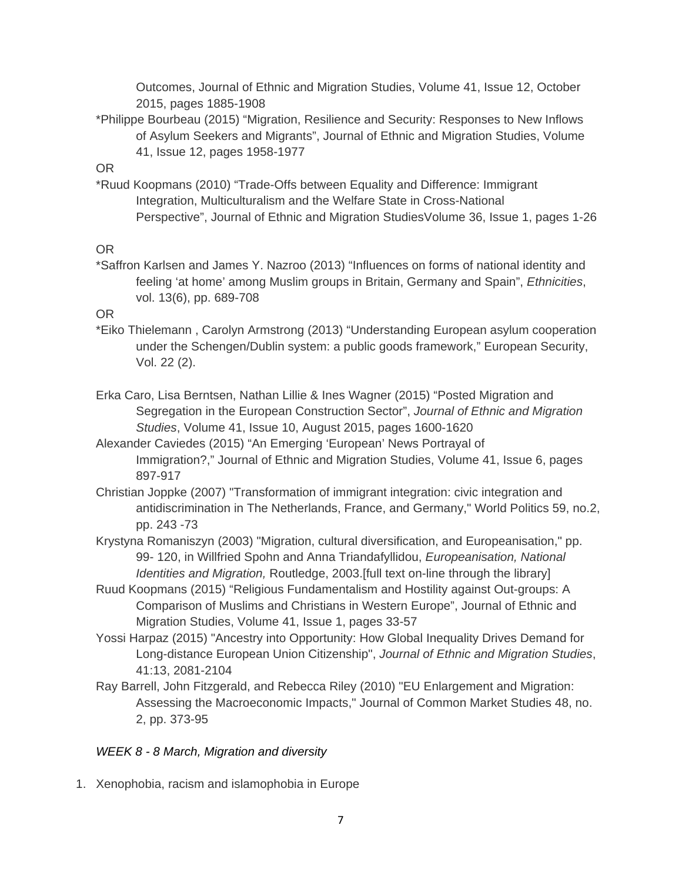Outcomes, Journal of Ethnic and Migration Studies, Volume 41, Issue 12, October 2015, pages 1885-1908

*Philippe Bourbeau (2015) “Migration, Resilience and Security: Responses to New Inflows of Asylum Seekers and Migrants”, Journal of Ethnic and Migration Studies, Volume 41, Issue 12, pages 1958-1977

OR

*Ruud Koopmans (2010) “Trade-Offs between Equality and Difference: Immigrant Integration, Multiculturalism and the Welfare State in Cross-National Perspective”, Journal of Ethnic and Migration StudiesVolume 36, Issue 1, pages 1-26

OR

*Saffron Karlsen and James Y. Nazroo (2013) “Influences on forms of national identity and feeling ‘at home’ among Muslim groups in Britain, Germany and Spain”, *Ethnicities*, vol. 13(6), pp. 689-708

OR

*Eiko Thielemann , Carolyn Armstrong (2013) “Understanding European asylum cooperation under the Schengen/Dublin system: a public goods framework,” European Security, Vol. 22 (2).

Erka Caro, Lisa Berntsen, Nathan Lillie & Ines Wagner (2015) “Posted Migration and Segregation in the European Construction Sector”, *Journal of Ethnic and Migration Studies*, Volume 41, Issue 10, August 2015, pages 1600-1620

Alexander Caviedes (2015) “An Emerging ‘European’ News Portrayal of Immigration?,” Journal of Ethnic and Migration Studies, Volume 41, Issue 6, pages 897-917

Christian Joppke (2007) "Transformation of immigrant integration: civic integration and antidiscrimination in The Netherlands, France, and Germany," World Politics 59, no.2, pp. 243 -73

Krystyna Romaniszyn (2003) "Migration, cultural diversification, and Europeanisation," pp. 99- 120, in Willfried Spohn and Anna Triandafyllidou, *Europeanisation, National Identities and Migration,* Routledge, 2003.[full text on-line through the library]

Ruud Koopmans (2015) “Religious Fundamentalism and Hostility against Out-groups: A Comparison of Muslims and Christians in Western Europe”, Journal of Ethnic and Migration Studies, Volume 41, Issue 1, pages 33-57

Yossi Harpaz (2015) "Ancestry into Opportunity: How Global Inequality Drives Demand for Long-distance European Union Citizenship", *Journal of Ethnic and Migration Studies*, 41:13, 2081-2104

Ray Barrell, John Fitzgerald, and Rebecca Riley (2010) "EU Enlargement and Migration: Assessing the Macroeconomic Impacts," Journal of Common Market Studies 48, no. 2, pp. 373-95

*WEEK 8 - 8 March, Migration and diversity*

1. Xenophobia, racism and islamophobia in Europe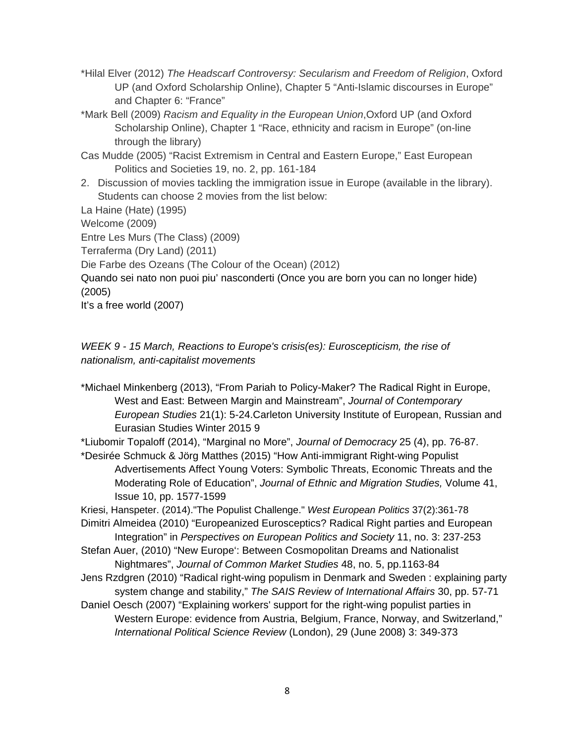*Hilal Elver (2012) *The Headscarf Controversy: Secularism and Freedom of Religion*, Oxford UP (and Oxford Scholarship Online), Chapter 5 "Anti-Islamic discourses in Europe" and Chapter 6: "France"

*Mark Bell (2009) *Racism and Equality in the European Union*,Oxford UP (and Oxford Scholarship Online), Chapter 1 "Race, ethnicity and racism in Europe" (on-line through the library)

Cas Mudde (2005) "Racist Extremism in Central and Eastern Europe," East European Politics and Societies 19, no. 2, pp. 161-184

2. Discussion of movies tackling the immigration issue in Europe (available in the library). Students can choose 2 movies from the list below:

La Haine (Hate) (1995)

Welcome (2009)

Entre Les Murs (The Class) (2009)

Terraferma (Dry Land) (2011)

Die Farbe des Ozeans (The Colour of the Ocean) (2012)

Quando sei nato non puoi piu' nasconderti (Once you are born you can no longer hide) (2005)

It's a free world (2007)

*WEEK 9 - 15 March, Reactions to Europe's crisis(es): Euroscepticism, the rise of nationalism, anti-capitalist movements*

*Michael Minkenberg (2013), "From Pariah to Policy-Maker? The Radical Right in Europe, West and East: Between Margin and Mainstream", *Journal of Contemporary European Studies* 21(1): 5-24.Carleton University Institute of European, Russian and Eurasian Studies Winter 2015 9

*Liubomir Topaloff (2014), "Marginal no More", *Journal of Democracy* 25 (4), pp. 76-87.

*Desirée Schmuck & Jörg Matthes (2015) "How Anti-immigrant Right-wing Populist Advertisements Affect Young Voters: Symbolic Threats, Economic Threats and the Moderating Role of Education", *Journal of Ethnic and Migration Studies,* Volume 41, Issue 10, pp. 1577-1599

Kriesi, Hanspeter. (2014)."The Populist Challenge." *West European Politics* 37(2):361-78

Dimitri Almeidea (2010) "Europeanized Eurosceptics? Radical Right parties and European Integration" in *Perspectives on European Politics and Society* 11, no. 3: 237-253

Stefan Auer, (2010) "New Europe': Between Cosmopolitan Dreams and Nationalist Nightmares", *Journal of Common Market Studies* 48, no. 5, pp.1163-84

Jens Rzdgren (2010) "Radical right-wing populism in Denmark and Sweden : explaining party system change and stability," *The SAIS Review of International Affairs* 30, pp. 57-71

Daniel Oesch (2007) "Explaining workers' support for the right-wing populist parties in Western Europe: evidence from Austria, Belgium, France, Norway, and Switzerland," *International Political Science Review* (London), 29 (June 2008) 3: 349-373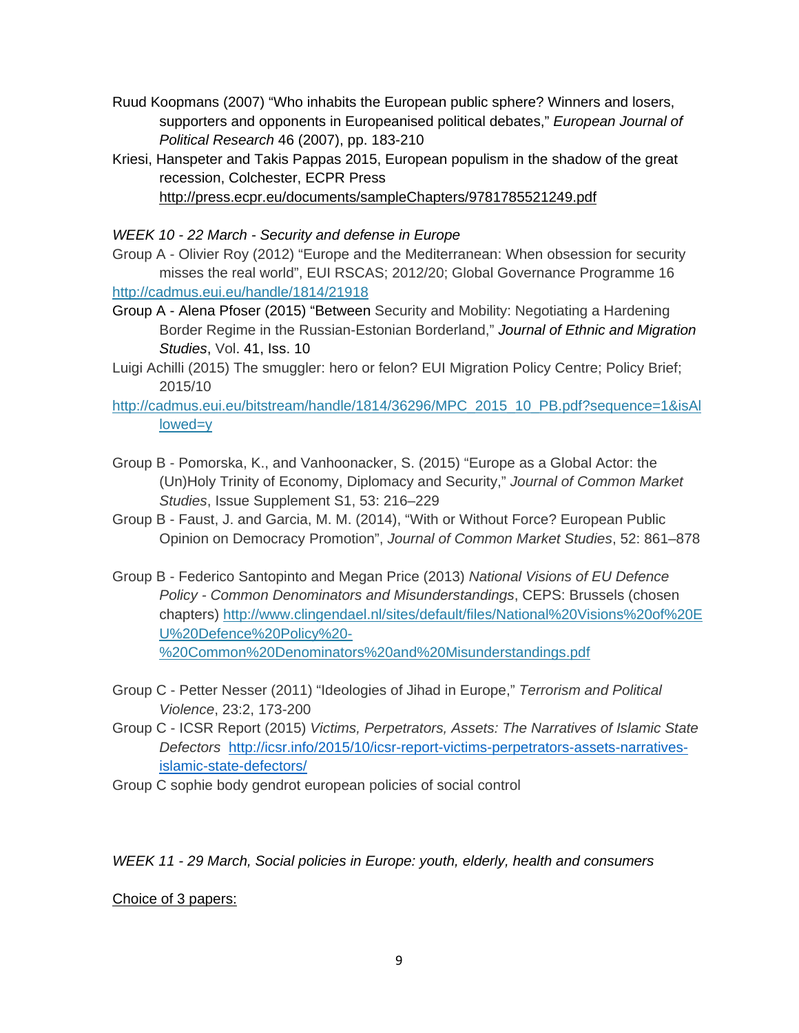Ruud Koopmans (2007) "Who inhabits the European public sphere? Winners and losers, supporters and opponents in Europeanised political debates," *European Journal of Political Research* 46 (2007), pp. 183-210

Kriesi, Hanspeter and Takis Pappas 2015, European populism in the shadow of the great recession, Colchester, ECPR Press http://press.ecpr.eu/documents/sampleChapters/9781785521249.pdf

*WEEK 10 - 22 March - Security and defense in Europe*

Group A - Olivier Roy (2012) "Europe and the Mediterranean: When obsession for security misses the real world", EUI RSCAS; 2012/20; Global Governance Programme 16 http://cadmus.eui.eu/handle/1814/21918

Group A - Alena Pfoser (2015) "Between Security and Mobility: Negotiating a Hardening Border Regime in the Russian-Estonian Borderland," *Journal of Ethnic and Migration Studies*, Vol. 41, Iss. 10

Luigi Achilli (2015) The smuggler: hero or felon? EUI Migration Policy Centre; Policy Brief; 2015/10 http://cadmus.eui.eu/bitstream/handle/1814/36296/MPC_2015_10_PB.pdf?sequence=1&isAllowed=y

Group B - Pomorska, K., and Vanhoonacker, S. (2015) "Europe as a Global Actor: the (Un)Holy Trinity of Economy, Diplomacy and Security," *Journal of Common Market Studies*, Issue Supplement S1, 53: 216–229

Group B - Faust, J. and Garcia, M. M. (2014), "With or Without Force? European Public Opinion on Democracy Promotion", *Journal of Common Market Studies*, 52: 861–878

Group B - Federico Santopinto and Megan Price (2013) *National Visions of EU Defence Policy - Common Denominators and Misunderstandings*, CEPS: Brussels (chosen chapters) http://www.clingendael.nl/sites/default/files/National%20Visions%20of%20EU%20Defence%20Policy%20-%20Common%20Denominators%20and%20Misunderstandings.pdf

Group C - Petter Nesser (2011) "Ideologies of Jihad in Europe," *Terrorism and Political Violence*, 23:2, 173-200

Group C - ICSR Report (2015) *Victims, Perpetrators, Assets: The Narratives of Islamic State Defectors* http://icsr.info/2015/10/icsr-report-victims-perpetrators-assets-narratives-islamic-state-defectors/

Group C sophie body gendrot european policies of social control

*WEEK 11 - 29 March, Social policies in Europe: youth, elderly, health and consumers*

Choice of 3 papers: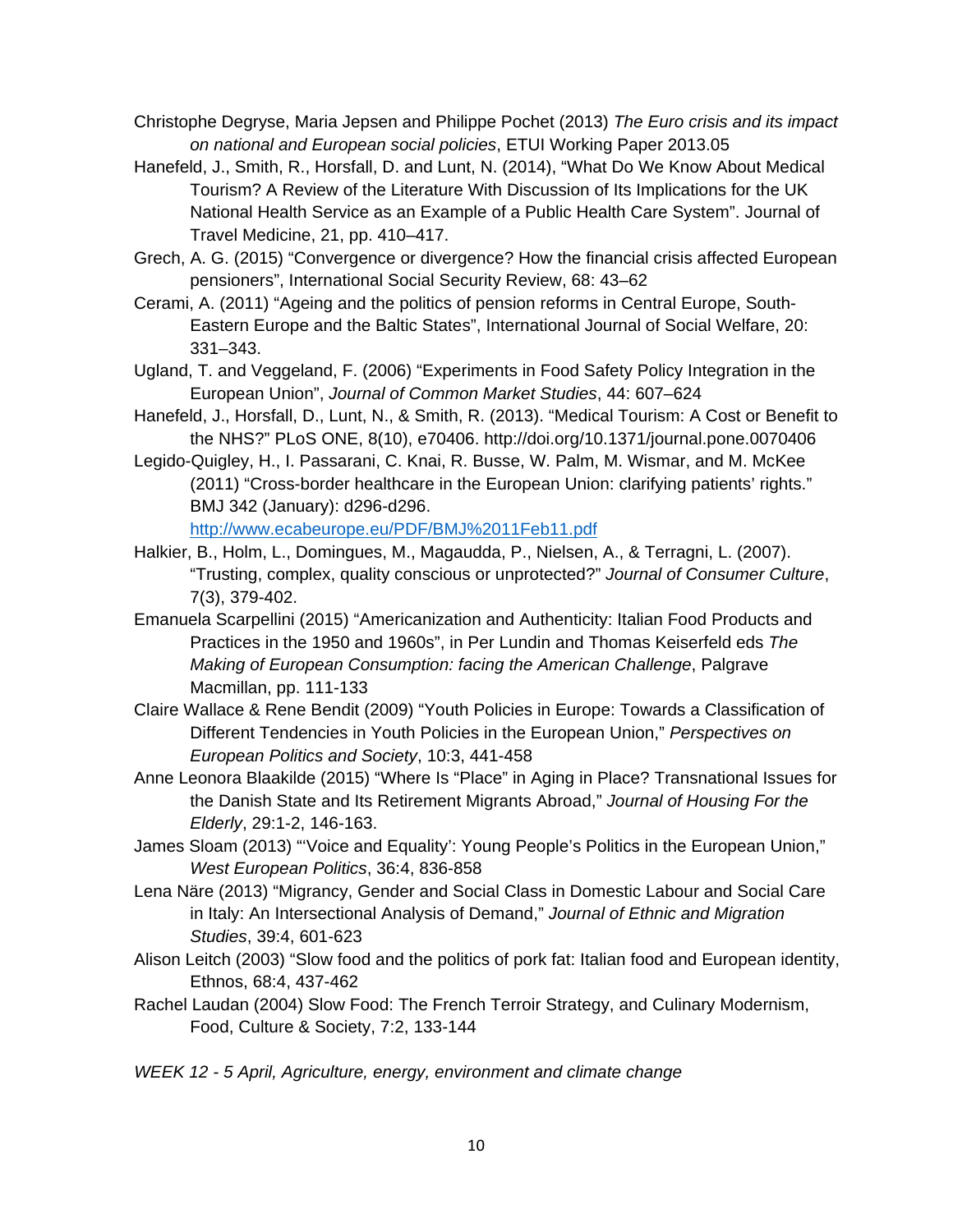Christophe Degryse, Maria Jepsen and Philippe Pochet (2013) *The Euro crisis and its impact on national and European social policies*, ETUI Working Paper 2013.05

Hanefeld, J., Smith, R., Horsfall, D. and Lunt, N. (2014), "What Do We Know About Medical Tourism? A Review of the Literature With Discussion of Its Implications for the UK National Health Service as an Example of a Public Health Care System". Journal of Travel Medicine, 21, pp. 410–417.

Grech, A. G. (2015) "Convergence or divergence? How the financial crisis affected European pensioners", International Social Security Review, 68: 43–62

Cerami, A. (2011) "Ageing and the politics of pension reforms in Central Europe, South-Eastern Europe and the Baltic States", International Journal of Social Welfare, 20: 331–343.

Ugland, T. and Veggeland, F. (2006) "Experiments in Food Safety Policy Integration in the European Union", *Journal of Common Market Studies*, 44: 607–624

Hanefeld, J., Horsfall, D., Lunt, N., & Smith, R. (2013). "Medical Tourism: A Cost or Benefit to the NHS?" PLoS ONE, 8(10), e70406. http://doi.org/10.1371/journal.pone.0070406

Legido-Quigley, H., I. Passarani, C. Knai, R. Busse, W. Palm, M. Wismar, and M. McKee (2011) "Cross-border healthcare in the European Union: clarifying patients' rights." BMJ 342 (January): d296-d296. http://www.ecabeurope.eu/PDF/BMJ%2011Feb11.pdf

Halkier, B., Holm, L., Domingues, M., Magaudda, P., Nielsen, A., & Terragni, L. (2007). "Trusting, complex, quality conscious or unprotected?" *Journal of Consumer Culture*, 7(3), 379-402.

Emanuela Scarpellini (2015) "Americanization and Authenticity: Italian Food Products and Practices in the 1950 and 1960s", in Per Lundin and Thomas Keiserfeld eds *The Making of European Consumption: facing the American Challenge*, Palgrave Macmillan, pp. 111-133

Claire Wallace & Rene Bendit (2009) "Youth Policies in Europe: Towards a Classification of Different Tendencies in Youth Policies in the European Union," *Perspectives on European Politics and Society*, 10:3, 441-458

Anne Leonora Blaakilde (2015) "Where Is "Place" in Aging in Place? Transnational Issues for the Danish State and Its Retirement Migrants Abroad," *Journal of Housing For the Elderly*, 29:1-2, 146-163.

James Sloam (2013) "'Voice and Equality': Young People's Politics in the European Union," *West European Politics*, 36:4, 836-858

Lena Näre (2013) "Migrancy, Gender and Social Class in Domestic Labour and Social Care in Italy: An Intersectional Analysis of Demand," *Journal of Ethnic and Migration Studies*, 39:4, 601-623

Alison Leitch (2003) "Slow food and the politics of pork fat: Italian food and European identity, Ethnos, 68:4, 437-462

Rachel Laudan (2004) Slow Food: The French Terroir Strategy, and Culinary Modernism, Food, Culture & Society, 7:2, 133-144

*WEEK 12 - 5 April, Agriculture, energy, environment and climate change*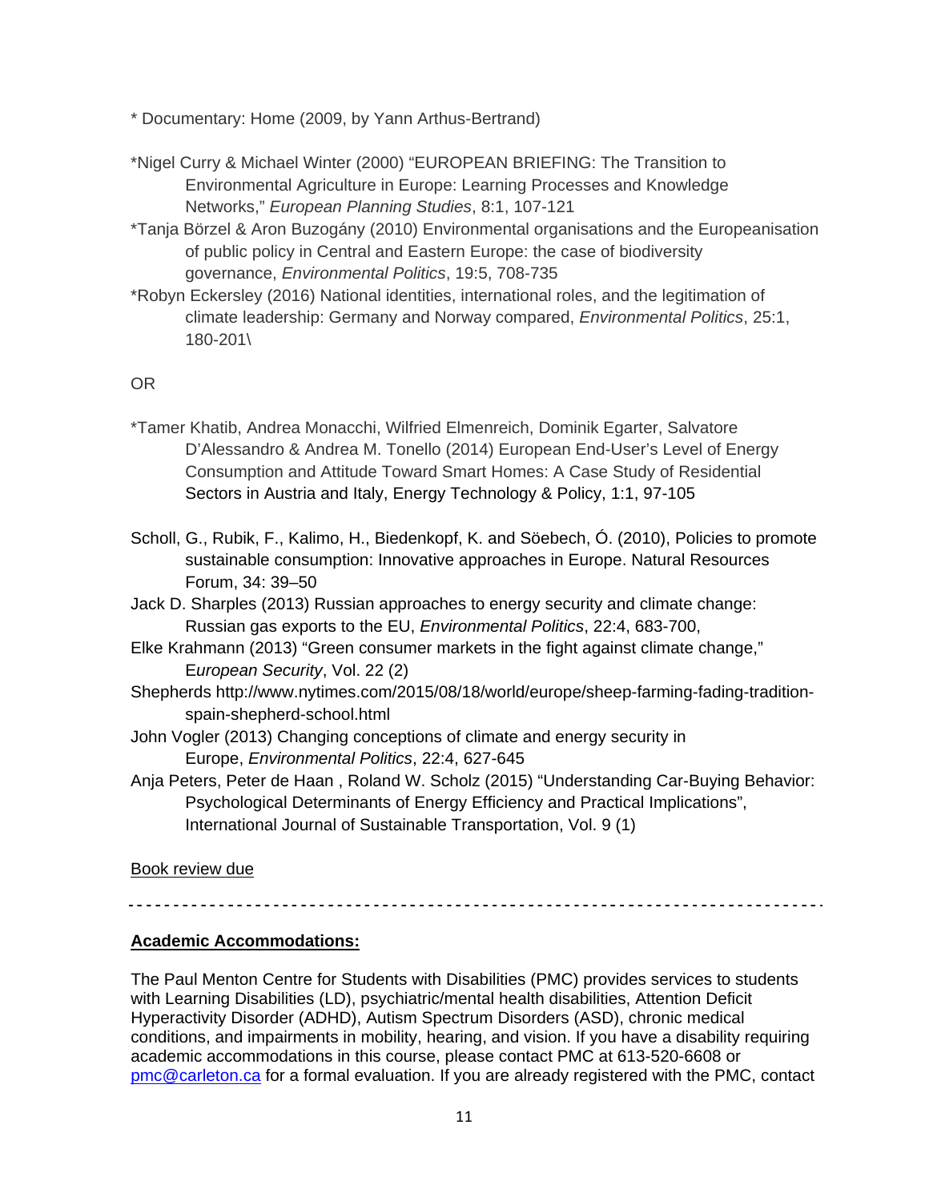* Documentary: Home (2009, by Yann Arthus-Bertrand)

*Nigel Curry & Michael Winter (2000) "EUROPEAN BRIEFING: The Transition to Environmental Agriculture in Europe: Learning Processes and Knowledge Networks," *European Planning Studies*, 8:1, 107-121

*Tanja Börzel & Aron Buzogány (2010) Environmental organisations and the Europeanisation of public policy in Central and Eastern Europe: the case of biodiversity governance, *Environmental Politics*, 19:5, 708-735

*Robyn Eckersley (2016) National identities, international roles, and the legitimation of climate leadership: Germany and Norway compared, *Environmental Politics*, 25:1, 180-201\

OR

*Tamer Khatib, Andrea Monacchi, Wilfried Elmenreich, Dominik Egarter, Salvatore D'Alessandro & Andrea M. Tonello (2014) European End-User's Level of Energy Consumption and Attitude Toward Smart Homes: A Case Study of Residential Sectors in Austria and Italy, Energy Technology & Policy, 1:1, 97-105

Scholl, G., Rubik, F., Kalimo, H., Biedenkopf, K. and Söebech, Ó. (2010), Policies to promote sustainable consumption: Innovative approaches in Europe. Natural Resources Forum, 34: 39–50

Jack D. Sharples (2013) Russian approaches to energy security and climate change: Russian gas exports to the EU, *Environmental Politics*, 22:4, 683-700,

Elke Krahmann (2013) "Green consumer markets in the fight against climate change," *European Security*, Vol. 22 (2)

Shepherds http://www.nytimes.com/2015/08/18/world/europe/sheep-farming-fading-tradition-spain-shepherd-school.html

John Vogler (2013) Changing conceptions of climate and energy security in Europe, *Environmental Politics*, 22:4, 627-645

Anja Peters, Peter de Haan , Roland W. Scholz (2015) "Understanding Car-Buying Behavior: Psychological Determinants of Energy Efficiency and Practical Implications", International Journal of Sustainable Transportation, Vol. 9 (1)

Book review due

---

**Academic Accommodations:**

The Paul Menton Centre for Students with Disabilities (PMC) provides services to students with Learning Disabilities (LD), psychiatric/mental health disabilities, Attention Deficit Hyperactivity Disorder (ADHD), Autism Spectrum Disorders (ASD), chronic medical conditions, and impairments in mobility, hearing, and vision. If you have a disability requiring academic accommodations in this course, please contact PMC at 613-520-6608 or pmc@carleton.ca for a formal evaluation. If you are already registered with the PMC, contact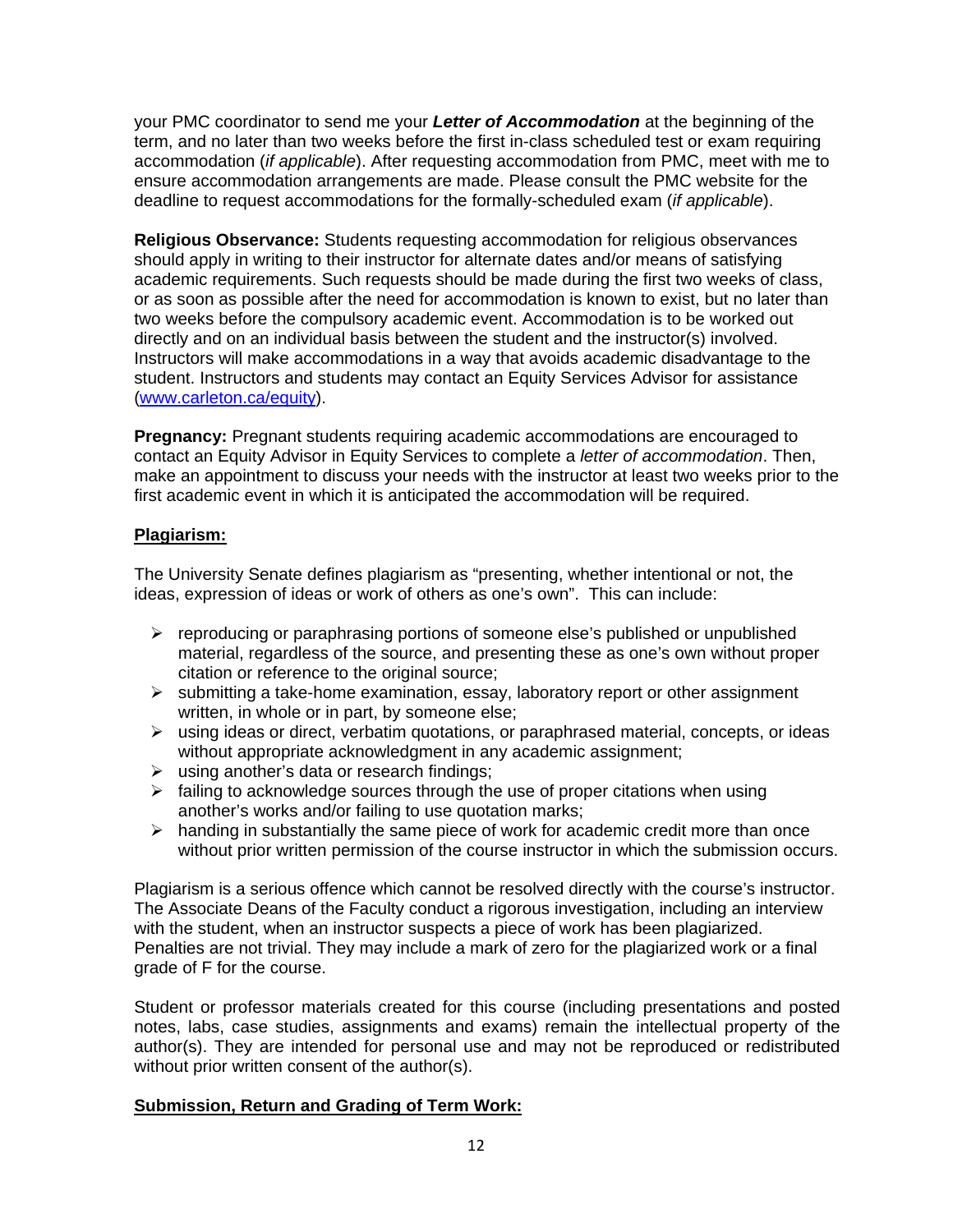your PMC coordinator to send me your ***Letter of Accommodation*** at the beginning of the term, and no later than two weeks before the first in-class scheduled test or exam requiring accommodation (*if applicable*). After requesting accommodation from PMC, meet with me to ensure accommodation arrangements are made. Please consult the PMC website for the deadline to request accommodations for the formally-scheduled exam (*if applicable*).

**Religious Observance:** Students requesting accommodation for religious observances should apply in writing to their instructor for alternate dates and/or means of satisfying academic requirements. Such requests should be made during the first two weeks of class, or as soon as possible after the need for accommodation is known to exist, but no later than two weeks before the compulsory academic event. Accommodation is to be worked out directly and on an individual basis between the student and the instructor(s) involved. Instructors will make accommodations in a way that avoids academic disadvantage to the student. Instructors and students may contact an Equity Services Advisor for assistance (www.carleton.ca/equity).

**Pregnancy:** Pregnant students requiring academic accommodations are encouraged to contact an Equity Advisor in Equity Services to complete a *letter of accommodation*. Then, make an appointment to discuss your needs with the instructor at least two weeks prior to the first academic event in which it is anticipated the accommodation will be required.

**Plagiarism:**

The University Senate defines plagiarism as "presenting, whether intentional or not, the ideas, expression of ideas or work of others as one's own". This can include:

- reproducing or paraphrasing portions of someone else's published or unpublished material, regardless of the source, and presenting these as one's own without proper citation or reference to the original source;
- submitting a take-home examination, essay, laboratory report or other assignment written, in whole or in part, by someone else;
- using ideas or direct, verbatim quotations, or paraphrased material, concepts, or ideas without appropriate acknowledgment in any academic assignment;
- using another's data or research findings;
- failing to acknowledge sources through the use of proper citations when using another's works and/or failing to use quotation marks;
- handing in substantially the same piece of work for academic credit more than once without prior written permission of the course instructor in which the submission occurs.

Plagiarism is a serious offence which cannot be resolved directly with the course's instructor. The Associate Deans of the Faculty conduct a rigorous investigation, including an interview with the student, when an instructor suspects a piece of work has been plagiarized. Penalties are not trivial. They may include a mark of zero for the plagiarized work or a final grade of F for the course.

Student or professor materials created for this course (including presentations and posted notes, labs, case studies, assignments and exams) remain the intellectual property of the author(s). They are intended for personal use and may not be reproduced or redistributed without prior written consent of the author(s).

**Submission, Return and Grading of Term Work:**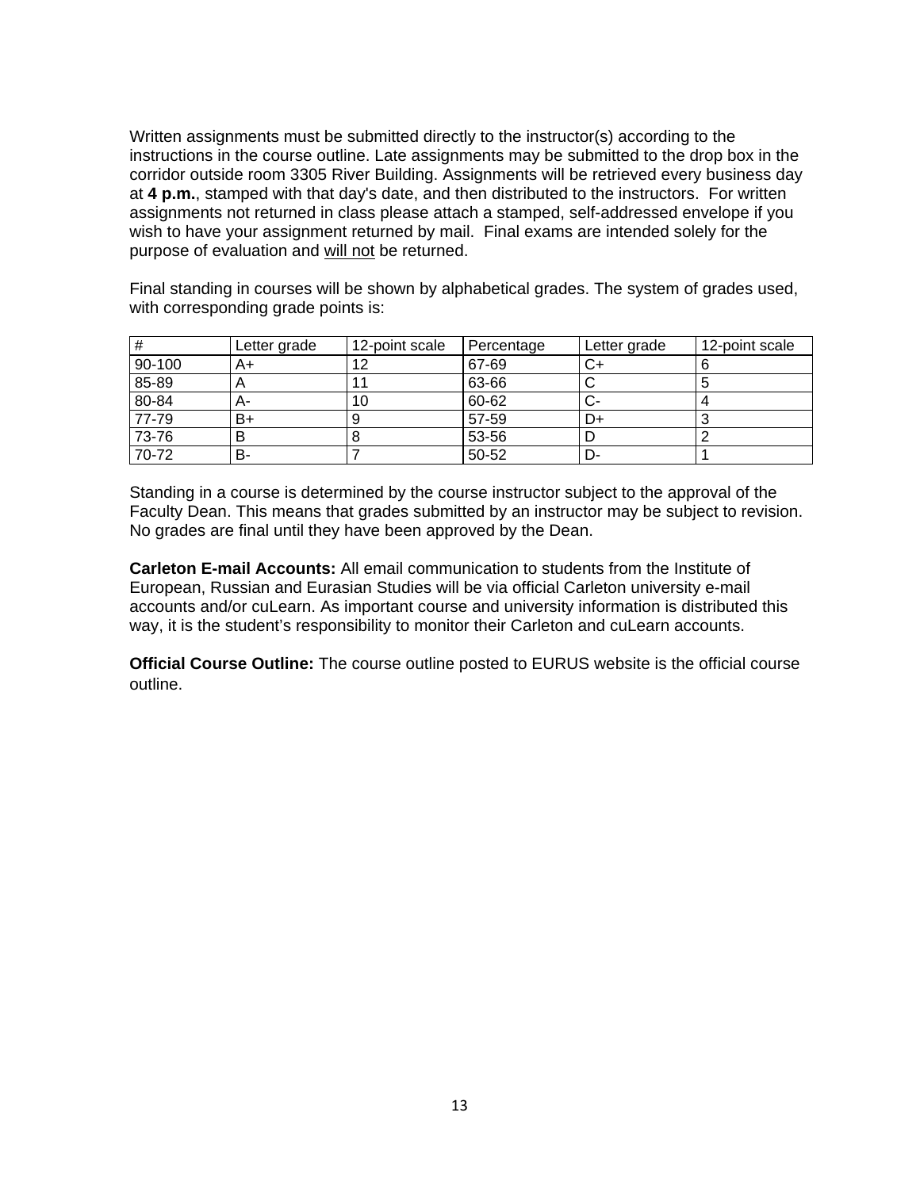Written assignments must be submitted directly to the instructor(s) according to the instructions in the course outline. Late assignments may be submitted to the drop box in the corridor outside room 3305 River Building. Assignments will be retrieved every business day at **4 p.m.**, stamped with that day's date, and then distributed to the instructors. For written assignments not returned in class please attach a stamped, self-addressed envelope if you wish to have your assignment returned by mail. Final exams are intended solely for the purpose of evaluation and <u>will not</u> be returned.

Final standing in courses will be shown by alphabetical grades. The system of grades used, with corresponding grade points is:

| # | Letter grade | 12-point scale | Percentage | Letter grade | 12-point scale |
|---|---|---|---|---|---|
| 90-100 | A+ | 12 | 67-69 | C+ | 6 |
| 85-89 | A | 11 | 63-66 | C | 5 |
| 80-84 | A- | 10 | 60-62 | C- | 4 |
| 77-79 | B+ | 9 | 57-59 | D+ | 3 |
| 73-76 | B | 8 | 53-56 | D | 2 |
| 70-72 | B- | 7 | 50-52 | D- | 1 |

Standing in a course is determined by the course instructor subject to the approval of the Faculty Dean. This means that grades submitted by an instructor may be subject to revision. No grades are final until they have been approved by the Dean.

**Carleton E-mail Accounts:** All email communication to students from the Institute of European, Russian and Eurasian Studies will be via official Carleton university e-mail accounts and/or cuLearn. As important course and university information is distributed this way, it is the student's responsibility to monitor their Carleton and cuLearn accounts.

**Official Course Outline:** The course outline posted to EURUS website is the official course outline.